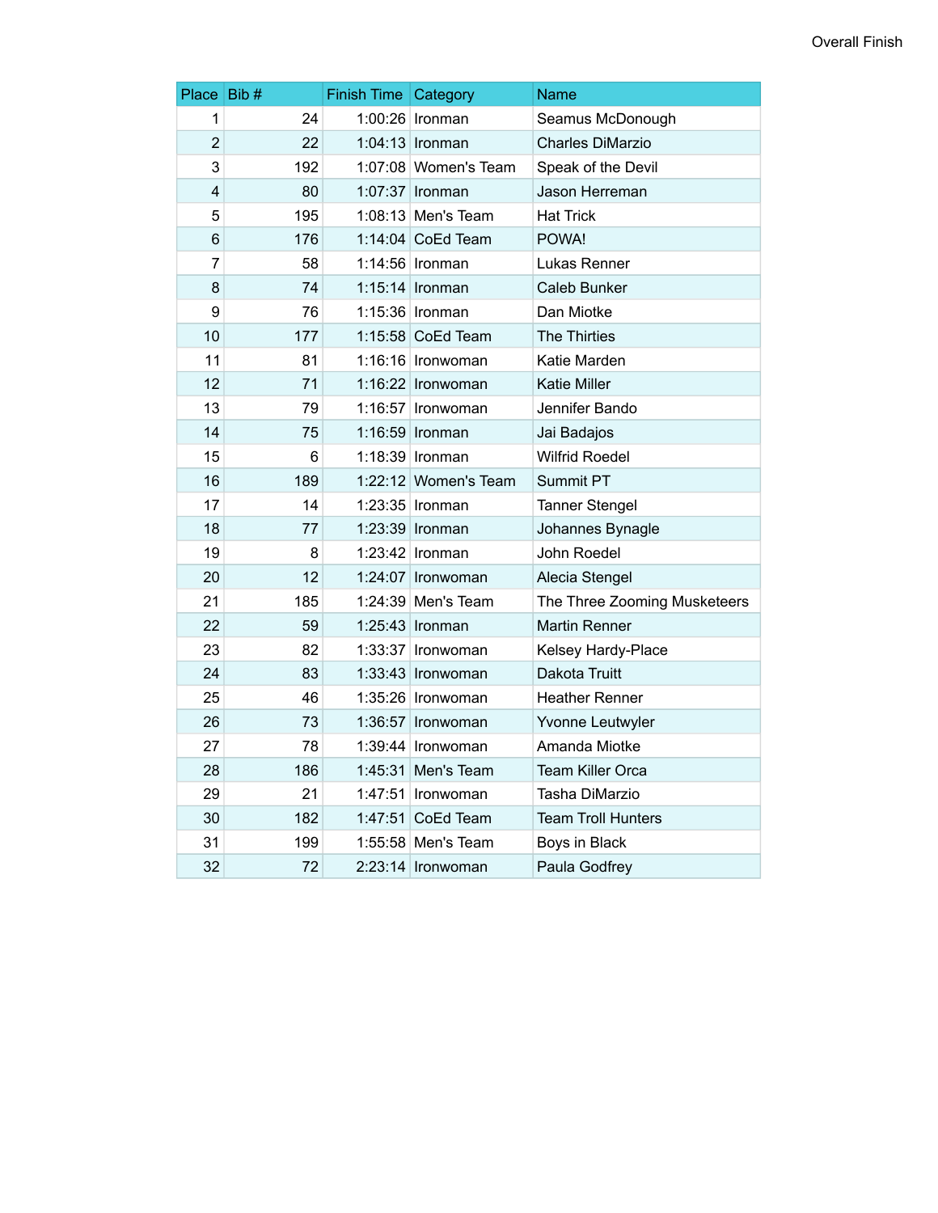Overall Finish

| Place | Bib # | Finish Time | Category | Name |
|---|---|---|---|---|
| 1 | 24 | 1:00:26 | Ironman | Seamus McDonough |
| 2 | 22 | 1:04:13 | Ironman | Charles DiMarzio |
| 3 | 192 | 1:07:08 | Women's Team | Speak of the Devil |
| 4 | 80 | 1:07:37 | Ironman | Jason Herreman |
| 5 | 195 | 1:08:13 | Men's Team | Hat Trick |
| 6 | 176 | 1:14:04 | CoEd Team | POWA! |
| 7 | 58 | 1:14:56 | Ironman | Lukas Renner |
| 8 | 74 | 1:15:14 | Ironman | Caleb Bunker |
| 9 | 76 | 1:15:36 | Ironman | Dan Miotke |
| 10 | 177 | 1:15:58 | CoEd Team | The Thirties |
| 11 | 81 | 1:16:16 | Ironwoman | Katie Marden |
| 12 | 71 | 1:16:22 | Ironwoman | Katie Miller |
| 13 | 79 | 1:16:57 | Ironwoman | Jennifer Bando |
| 14 | 75 | 1:16:59 | Ironman | Jai Badajos |
| 15 | 6 | 1:18:39 | Ironman | Wilfrid Roedel |
| 16 | 189 | 1:22:12 | Women's Team | Summit PT |
| 17 | 14 | 1:23:35 | Ironman | Tanner Stengel |
| 18 | 77 | 1:23:39 | Ironman | Johannes Bynagle |
| 19 | 8 | 1:23:42 | Ironman | John Roedel |
| 20 | 12 | 1:24:07 | Ironwoman | Alecia Stengel |
| 21 | 185 | 1:24:39 | Men's Team | The Three Zooming Musketeers |
| 22 | 59 | 1:25:43 | Ironman | Martin Renner |
| 23 | 82 | 1:33:37 | Ironwoman | Kelsey Hardy-Place |
| 24 | 83 | 1:33:43 | Ironwoman | Dakota Truitt |
| 25 | 46 | 1:35:26 | Ironwoman | Heather Renner |
| 26 | 73 | 1:36:57 | Ironwoman | Yvonne Leutwyler |
| 27 | 78 | 1:39:44 | Ironwoman | Amanda Miotke |
| 28 | 186 | 1:45:31 | Men's Team | Team Killer Orca |
| 29 | 21 | 1:47:51 | Ironwoman | Tasha DiMarzio |
| 30 | 182 | 1:47:51 | CoEd Team | Team Troll Hunters |
| 31 | 199 | 1:55:58 | Men's Team | Boys in Black |
| 32 | 72 | 2:23:14 | Ironwoman | Paula Godfrey |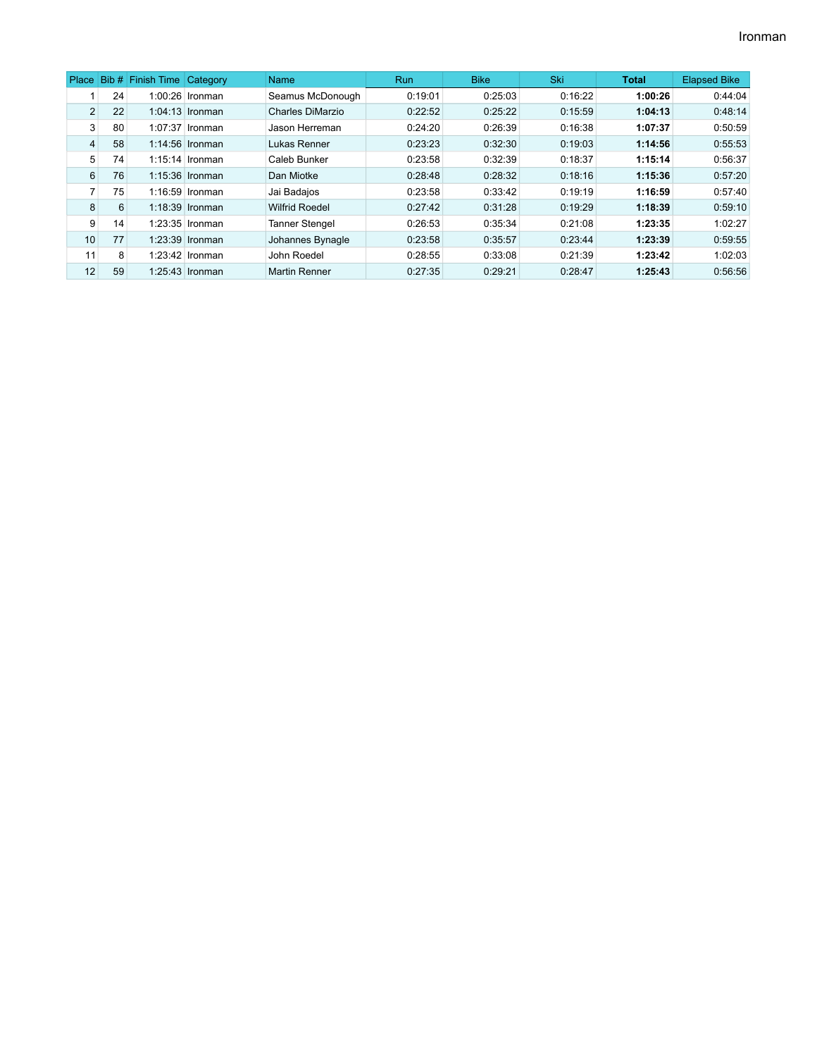# Ironman

| Place | Bib # | Finish Time | Category | Name | Run | Bike | Ski | **Total** | Elapsed Bike |
|---|---|---|---|---|---|---|---|---|---|
| 1 | 24 | 1:00:26 | Ironman | Seamus McDonough | 0:19:01 | 0:25:03 | 0:16:22 | **1:00:26** | 0:44:04 |
| 2 | 22 | 1:04:13 | Ironman | Charles DiMarzio | 0:22:52 | 0:25:22 | 0:15:59 | **1:04:13** | 0:48:14 |
| 3 | 80 | 1:07:37 | Ironman | Jason Herreman | 0:24:20 | 0:26:39 | 0:16:38 | **1:07:37** | 0:50:59 |
| 4 | 58 | 1:14:56 | Ironman | Lukas Renner | 0:23:23 | 0:32:30 | 0:19:03 | **1:14:56** | 0:55:53 |
| 5 | 74 | 1:15:14 | Ironman | Caleb Bunker | 0:23:58 | 0:32:39 | 0:18:37 | **1:15:14** | 0:56:37 |
| 6 | 76 | 1:15:36 | Ironman | Dan Miotke | 0:28:48 | 0:28:32 | 0:18:16 | **1:15:36** | 0:57:20 |
| 7 | 75 | 1:16:59 | Ironman | Jai Badajos | 0:23:58 | 0:33:42 | 0:19:19 | **1:16:59** | 0:57:40 |
| 8 | 6 | 1:18:39 | Ironman | Wilfrid Roedel | 0:27:42 | 0:31:28 | 0:19:29 | **1:18:39** | 0:59:10 |
| 9 | 14 | 1:23:35 | Ironman | Tanner Stengel | 0:26:53 | 0:35:34 | 0:21:08 | **1:23:35** | 1:02:27 |
| 10 | 77 | 1:23:39 | Ironman | Johannes Bynagle | 0:23:58 | 0:35:57 | 0:23:44 | **1:23:39** | 0:59:55 |
| 11 | 8 | 1:23:42 | Ironman | John Roedel | 0:28:55 | 0:33:08 | 0:21:39 | **1:23:42** | 1:02:03 |
| 12 | 59 | 1:25:43 | Ironman | Martin Renner | 0:27:35 | 0:29:21 | 0:28:47 | **1:25:43** | 0:56:56 |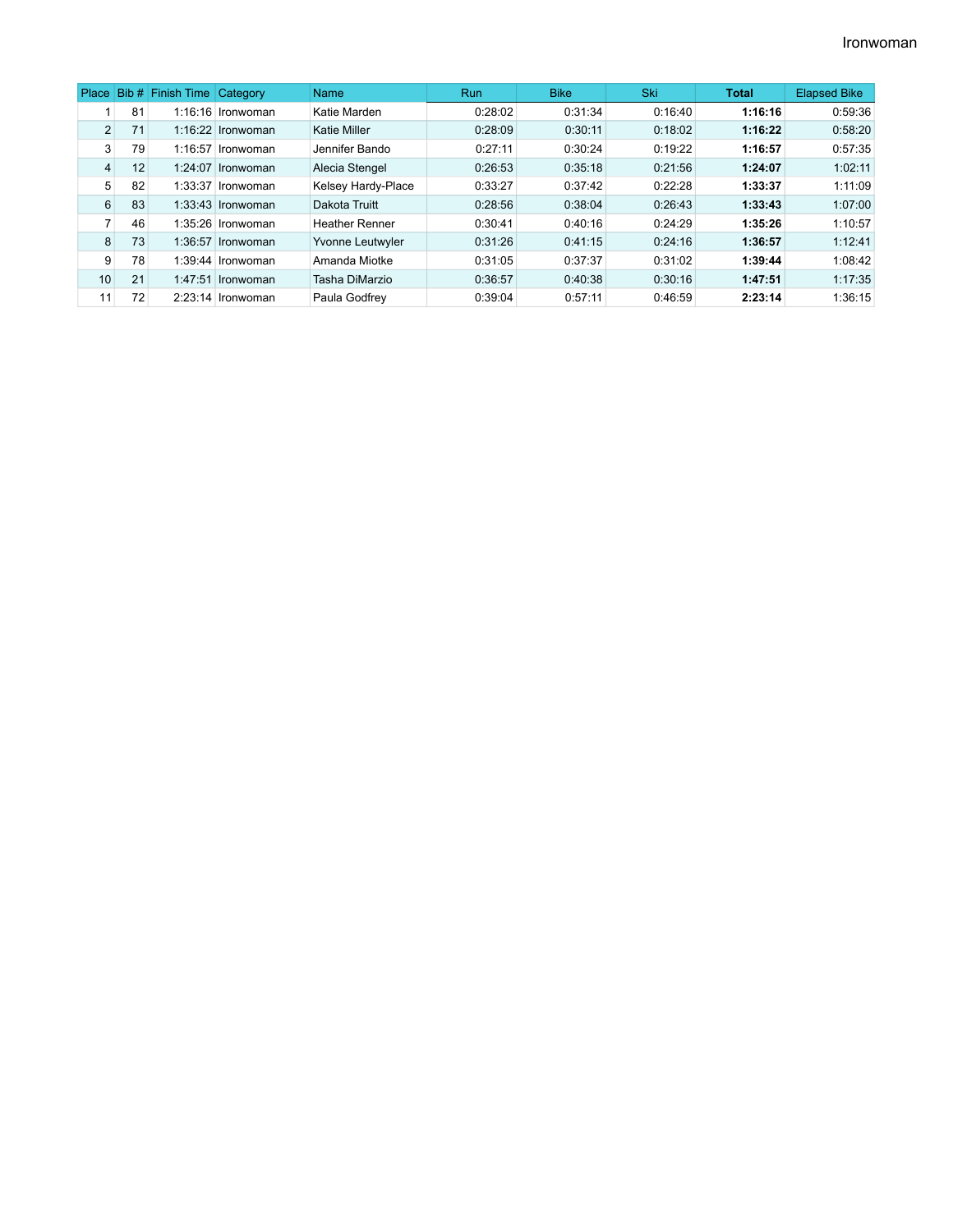# Ironwoman

| Place | Bib # | Finish Time | Category | Name | Run | Bike | Ski | **Total** | Elapsed Bike |
|---|---|---|---|---|---|---|---|---|---|
| 1 | 81 | 1:16:16 | Ironwoman | Katie Marden | 0:28:02 | 0:31:34 | 0:16:40 | **1:16:16** | 0:59:36 |
| 2 | 71 | 1:16:22 | Ironwoman | Katie Miller | 0:28:09 | 0:30:11 | 0:18:02 | **1:16:22** | 0:58:20 |
| 3 | 79 | 1:16:57 | Ironwoman | Jennifer Bando | 0:27:11 | 0:30:24 | 0:19:22 | **1:16:57** | 0:57:35 |
| 4 | 12 | 1:24:07 | Ironwoman | Alecia Stengel | 0:26:53 | 0:35:18 | 0:21:56 | **1:24:07** | 1:02:11 |
| 5 | 82 | 1:33:37 | Ironwoman | Kelsey Hardy-Place | 0:33:27 | 0:37:42 | 0:22:28 | **1:33:37** | 1:11:09 |
| 6 | 83 | 1:33:43 | Ironwoman | Dakota Truitt | 0:28:56 | 0:38:04 | 0:26:43 | **1:33:43** | 1:07:00 |
| 7 | 46 | 1:35:26 | Ironwoman | Heather Renner | 0:30:41 | 0:40:16 | 0:24:29 | **1:35:26** | 1:10:57 |
| 8 | 73 | 1:36:57 | Ironwoman | Yvonne Leutwyler | 0:31:26 | 0:41:15 | 0:24:16 | **1:36:57** | 1:12:41 |
| 9 | 78 | 1:39:44 | Ironwoman | Amanda Miotke | 0:31:05 | 0:37:37 | 0:31:02 | **1:39:44** | 1:08:42 |
| 10 | 21 | 1:47:51 | Ironwoman | Tasha DiMarzio | 0:36:57 | 0:40:38 | 0:30:16 | **1:47:51** | 1:17:35 |
| 11 | 72 | 2:23:14 | Ironwoman | Paula Godfrey | 0:39:04 | 0:57:11 | 0:46:59 | **2:23:14** | 1:36:15 |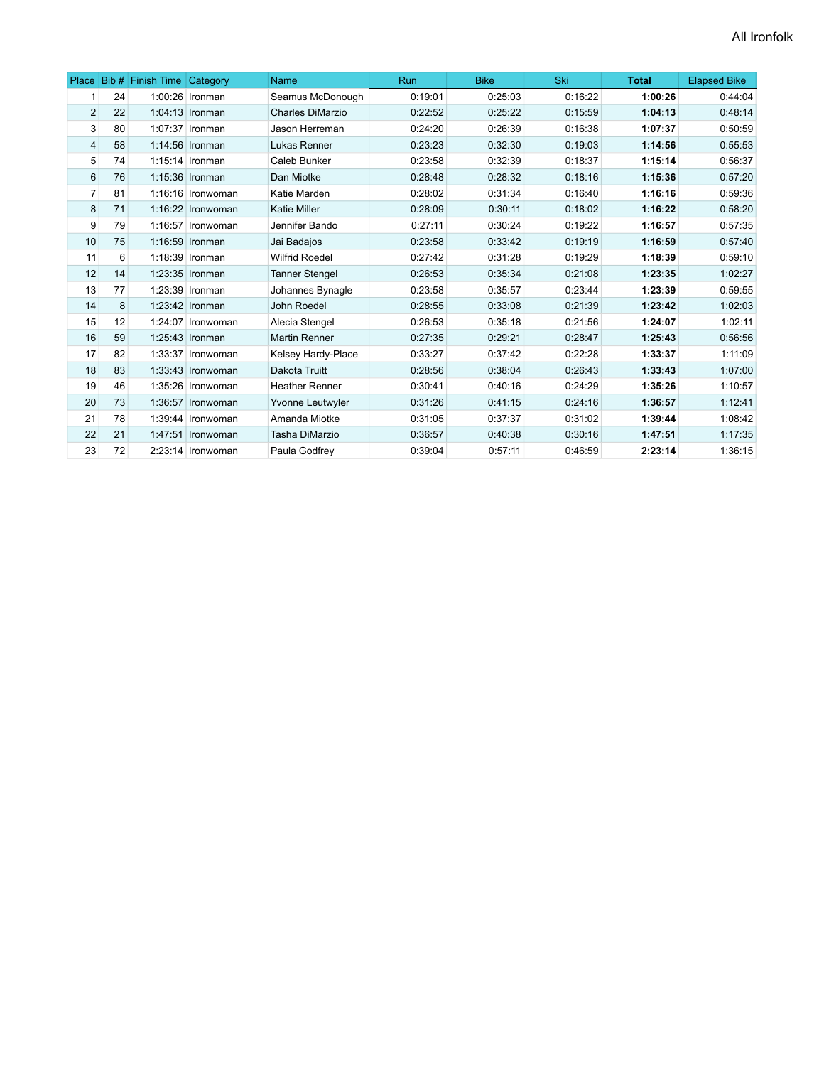# All Ironfolk

| Place | Bib # | Finish Time | Category | Name | Run | Bike | Ski | **Total** | Elapsed Bike |
|---|---|---|---|---|---|---|---|---|---|
| 1 | 24 | 1:00:26 | Ironman | Seamus McDonough | 0:19:01 | 0:25:03 | 0:16:22 | **1:00:26** | 0:44:04 |
| 2 | 22 | 1:04:13 | Ironman | Charles DiMarzio | 0:22:52 | 0:25:22 | 0:15:59 | **1:04:13** | 0:48:14 |
| 3 | 80 | 1:07:37 | Ironman | Jason Herreman | 0:24:20 | 0:26:39 | 0:16:38 | **1:07:37** | 0:50:59 |
| 4 | 58 | 1:14:56 | Ironman | Lukas Renner | 0:23:23 | 0:32:30 | 0:19:03 | **1:14:56** | 0:55:53 |
| 5 | 74 | 1:15:14 | Ironman | Caleb Bunker | 0:23:58 | 0:32:39 | 0:18:37 | **1:15:14** | 0:56:37 |
| 6 | 76 | 1:15:36 | Ironman | Dan Miotke | 0:28:48 | 0:28:32 | 0:18:16 | **1:15:36** | 0:57:20 |
| 7 | 81 | 1:16:16 | Ironwoman | Katie Marden | 0:28:02 | 0:31:34 | 0:16:40 | **1:16:16** | 0:59:36 |
| 8 | 71 | 1:16:22 | Ironwoman | Katie Miller | 0:28:09 | 0:30:11 | 0:18:02 | **1:16:22** | 0:58:20 |
| 9 | 79 | 1:16:57 | Ironwoman | Jennifer Bando | 0:27:11 | 0:30:24 | 0:19:22 | **1:16:57** | 0:57:35 |
| 10 | 75 | 1:16:59 | Ironman | Jai Badajos | 0:23:58 | 0:33:42 | 0:19:19 | **1:16:59** | 0:57:40 |
| 11 | 6 | 1:18:39 | Ironman | Wilfrid Roedel | 0:27:42 | 0:31:28 | 0:19:29 | **1:18:39** | 0:59:10 |
| 12 | 14 | 1:23:35 | Ironman | Tanner Stengel | 0:26:53 | 0:35:34 | 0:21:08 | **1:23:35** | 1:02:27 |
| 13 | 77 | 1:23:39 | Ironman | Johannes Bynagle | 0:23:58 | 0:35:57 | 0:23:44 | **1:23:39** | 0:59:55 |
| 14 | 8 | 1:23:42 | Ironman | John Roedel | 0:28:55 | 0:33:08 | 0:21:39 | **1:23:42** | 1:02:03 |
| 15 | 12 | 1:24:07 | Ironwoman | Alecia Stengel | 0:26:53 | 0:35:18 | 0:21:56 | **1:24:07** | 1:02:11 |
| 16 | 59 | 1:25:43 | Ironman | Martin Renner | 0:27:35 | 0:29:21 | 0:28:47 | **1:25:43** | 0:56:56 |
| 17 | 82 | 1:33:37 | Ironwoman | Kelsey Hardy-Place | 0:33:27 | 0:37:42 | 0:22:28 | **1:33:37** | 1:11:09 |
| 18 | 83 | 1:33:43 | Ironwoman | Dakota Truitt | 0:28:56 | 0:38:04 | 0:26:43 | **1:33:43** | 1:07:00 |
| 19 | 46 | 1:35:26 | Ironwoman | Heather Renner | 0:30:41 | 0:40:16 | 0:24:29 | **1:35:26** | 1:10:57 |
| 20 | 73 | 1:36:57 | Ironwoman | Yvonne Leutwyler | 0:31:26 | 0:41:15 | 0:24:16 | **1:36:57** | 1:12:41 |
| 21 | 78 | 1:39:44 | Ironwoman | Amanda Miotke | 0:31:05 | 0:37:37 | 0:31:02 | **1:39:44** | 1:08:42 |
| 22 | 21 | 1:47:51 | Ironwoman | Tasha DiMarzio | 0:36:57 | 0:40:38 | 0:30:16 | **1:47:51** | 1:17:35 |
| 23 | 72 | 2:23:14 | Ironwoman | Paula Godfrey | 0:39:04 | 0:57:11 | 0:46:59 | **2:23:14** | 1:36:15 |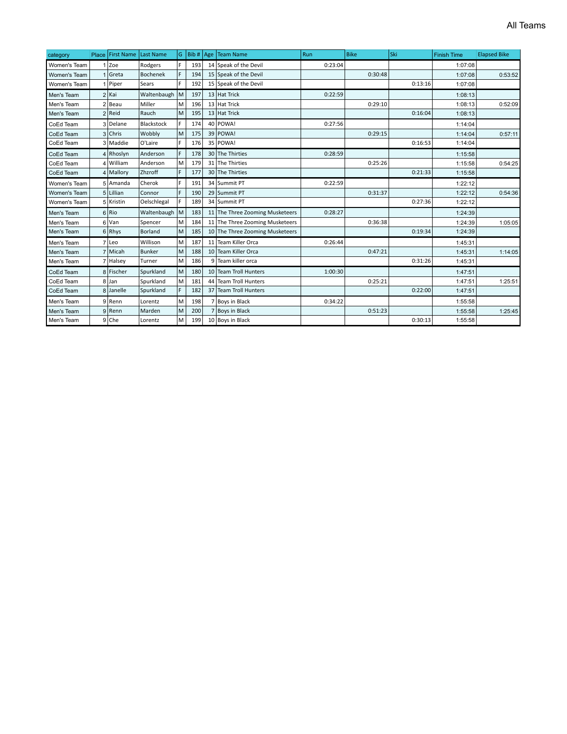# All Teams

| category | Place | First Name | Last Name | G | Bib # | Age | Team Name | Run | Bike | Ski | Finish Time | Elapsed Bike |
|---|---|---|---|---|---|---|---|---|---|---|---|---|
| Women's Team | 1 | Zoe | Rodgers | F | 193 | 14 | Speak of the Devil | 0:23:04 | | | 1:07:08 | |
| Women's Team | 1 | Greta | Bochenek | F | 194 | 15 | Speak of the Devil | | 0:30:48 | | 1:07:08 | 0:53:52 |
| Women's Team | 1 | Piper | Sears | F | 192 | 15 | Speak of the Devil | | | 0:13:16 | 1:07:08 | |
| Men's Team | 2 | Kai | Waltenbaugh | M | 197 | 13 | Hat Trick | 0:22:59 | | | 1:08:13 | |
| Men's Team | 2 | Beau | Miller | M | 196 | 13 | Hat Trick | | 0:29:10 | | 1:08:13 | 0:52:09 |
| Men's Team | 2 | Reid | Rauch | M | 195 | 13 | Hat Trick | | | 0:16:04 | 1:08:13 | |
| CoEd Team | 3 | Delane | Blackstock | F | 174 | 40 | POWA! | 0:27:56 | | | 1:14:04 | |
| CoEd Team | 3 | Chris | Wobbly | M | 175 | 39 | POWA! | | 0:29:15 | | 1:14:04 | 0:57:11 |
| CoEd Team | 3 | Maddie | O'Laire | F | 176 | 35 | POWA! | | | 0:16:53 | 1:14:04 | |
| CoEd Team | 4 | Rhoslyn | Anderson | F | 178 | 30 | The Thirties | 0:28:59 | | | 1:15:58 | |
| CoEd Team | 4 | William | Anderson | M | 179 | 31 | The Thirties | | 0:25:26 | | 1:15:58 | 0:54:25 |
| CoEd Team | 4 | Mallory | Zhzroff | F | 177 | 30 | The Thirties | | | 0:21:33 | 1:15:58 | |
| Women's Team | 5 | Amanda | Cherok | F | 191 | 34 | Summit PT | 0:22:59 | | | 1:22:12 | |
| Women's Team | 5 | Lillian | Connor | F | 190 | 29 | Summit PT | | 0:31:37 | | 1:22:12 | 0:54:36 |
| Women's Team | 5 | Kristin | Oelschlegal | F | 189 | 34 | Summit PT | | | 0:27:36 | 1:22:12 | |
| Men's Team | 6 | Rio | Waltenbaugh | M | 183 | 11 | The Three Zooming Musketeers | 0:28:27 | | | 1:24:39 | |
| Men's Team | 6 | Van | Spencer | M | 184 | 11 | The Three Zooming Musketeers | | 0:36:38 | | 1:24:39 | 1:05:05 |
| Men's Team | 6 | Rhys | Borland | M | 185 | 10 | The Three Zooming Musketeers | | | 0:19:34 | 1:24:39 | |
| Men's Team | 7 | Leo | Willison | M | 187 | 11 | Team Killer Orca | 0:26:44 | | | 1:45:31 | |
| Men's Team | 7 | Micah | Bunker | M | 188 | 10 | Team Killer Orca | | 0:47:21 | | 1:45:31 | 1:14:05 |
| Men's Team | 7 | Halsey | Turner | M | 186 | 9 | Team killer orca | | | 0:31:26 | 1:45:31 | |
| CoEd Team | 8 | Fischer | Spurkland | M | 180 | 10 | Team Troll Hunters | 1:00:30 | | | 1:47:51 | |
| CoEd Team | 8 | Jan | Spurkland | M | 181 | 44 | Team Troll Hunters | | 0:25:21 | | 1:47:51 | 1:25:51 |
| CoEd Team | 8 | Janelle | Spurkland | F | 182 | 37 | Team Troll Hunters | | | 0:22:00 | 1:47:51 | |
| Men's Team | 9 | Renn | Lorentz | M | 198 | 7 | Boys in Black | 0:34:22 | | | 1:55:58 | |
| Men's Team | 9 | Renn | Marden | M | 200 | 7 | Boys in Black | | 0:51:23 | | 1:55:58 | 1:25:45 |
| Men's Team | 9 | Che | Lorentz | M | 199 | 10 | Boys in Black | | | 0:30:13 | 1:55:58 | |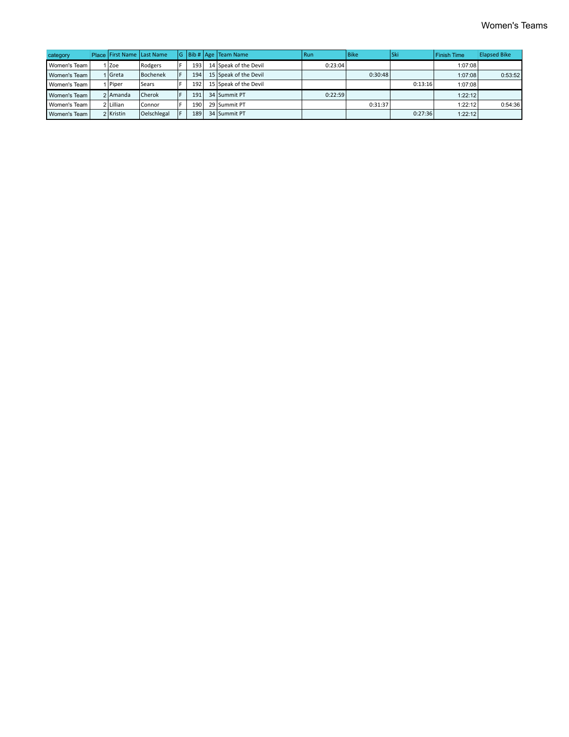# Women's Teams

| category | Place | First Name | Last Name | G | Bib # | Age | Team Name | Run | Bike | Ski | Finish Time | Elapsed Bike |
|---|---|---|---|---|---|---|---|---|---|---|---|---|
| Women's Team | 1 | Zoe | Rodgers | F | 193 | 14 | Speak of the Devil | 0:23:04 | | | 1:07:08 | |
| Women's Team | 1 | Greta | Bochenek | F | 194 | 15 | Speak of the Devil | | 0:30:48 | | 1:07:08 | 0:53:52 |
| Women's Team | 1 | Piper | Sears | F | 192 | 15 | Speak of the Devil | | | 0:13:16 | 1:07:08 | |
| Women's Team | 2 | Amanda | Cherok | F | 191 | 34 | Summit PT | 0:22:59 | | | 1:22:12 | |
| Women's Team | 2 | Lillian | Connor | F | 190 | 29 | Summit PT | | 0:31:37 | | 1:22:12 | 0:54:36 |
| Women's Team | 2 | Kristin | Oelschlegal | F | 189 | 34 | Summit PT | | | 0:27:36 | 1:22:12 | |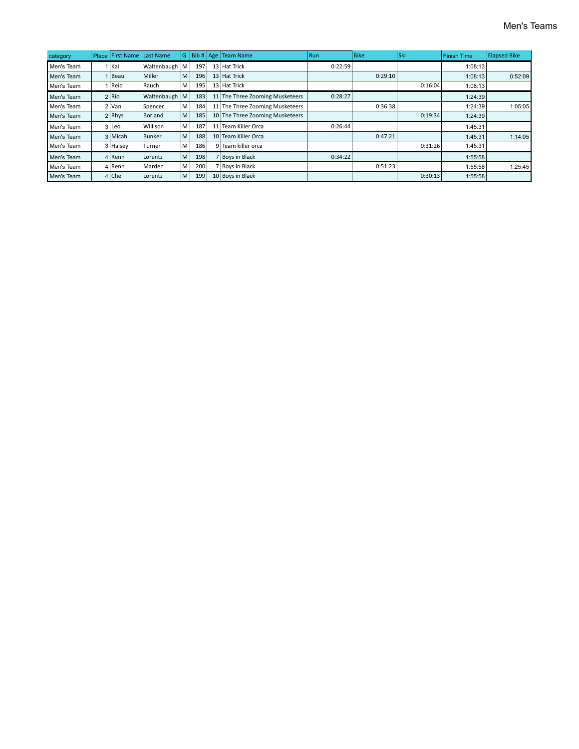# Men's Teams

| category | Place | First Name | Last Name | G | Bib # | Age | Team Name | Run | Bike | Ski | Finish Time | Elapsed Bike |
|---|---|---|---|---|---|---|---|---|---|---|---|---|
| Men's Team | 1 | Kai | Waltenbaugh | M | 197 | 13 | Hat Trick | 0:22:59 | | | 1:08:13 | |
| Men's Team | 1 | Beau | Miller | M | 196 | 13 | Hat Trick | | 0:29:10 | | 1:08:13 | 0:52:09 |
| Men's Team | 1 | Reid | Rauch | M | 195 | 13 | Hat Trick | | | 0:16:04 | 1:08:13 | |
| Men's Team | 2 | Rio | Waltenbaugh | M | 183 | 11 | The Three Zooming Musketeers | 0:28:27 | | | 1:24:39 | |
| Men's Team | 2 | Van | Spencer | M | 184 | 11 | The Three Zooming Musketeers | | 0:36:38 | | 1:24:39 | 1:05:05 |
| Men's Team | 2 | Rhys | Borland | M | 185 | 10 | The Three Zooming Musketeers | | | 0:19:34 | 1:24:39 | |
| Men's Team | 3 | Leo | Willison | M | 187 | 11 | Team Killer Orca | 0:26:44 | | | 1:45:31 | |
| Men's Team | 3 | Micah | Bunker | M | 188 | 10 | Team Killer Orca | | 0:47:21 | | 1:45:31 | 1:14:05 |
| Men's Team | 3 | Halsey | Turner | M | 186 | 9 | Team killer orca | | | 0:31:26 | 1:45:31 | |
| Men's Team | 4 | Renn | Lorentz | M | 198 | 7 | Boys in Black | 0:34:22 | | | 1:55:58 | |
| Men's Team | 4 | Renn | Marden | M | 200 | 7 | Boys in Black | | 0:51:23 | | 1:55:58 | 1:25:45 |
| Men's Team | 4 | Che | Lorentz | M | 199 | 10 | Boys in Black | | | 0:30:13 | 1:55:58 | |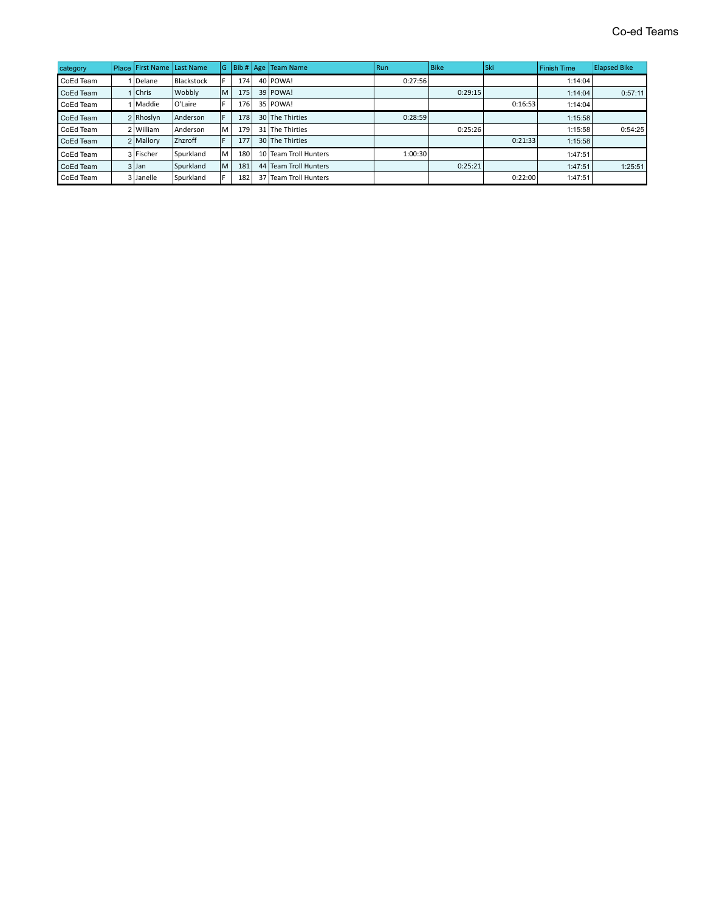# Co-ed Teams

| category | Place | First Name | Last Name | G | Bib # | Age | Team Name | Run | Bike | Ski | Finish Time | Elapsed Bike |
|---|---|---|---|---|---|---|---|---|---|---|---|---|
| CoEd Team | 1 | Delane | Blackstock | F | 174 | 40 | POWA! | 0:27:56 | | | 1:14:04 | |
| CoEd Team | 1 | Chris | Wobbly | M | 175 | 39 | POWA! | | 0:29:15 | | 1:14:04 | 0:57:11 |
| CoEd Team | 1 | Maddie | O'Laire | F | 176 | 35 | POWA! | | | 0:16:53 | 1:14:04 | |
| CoEd Team | 2 | Rhoslyn | Anderson | F | 178 | 30 | The Thirties | 0:28:59 | | | 1:15:58 | |
| CoEd Team | 2 | William | Anderson | M | 179 | 31 | The Thirties | | 0:25:26 | | 1:15:58 | 0:54:25 |
| CoEd Team | 2 | Mallory | Zhzroff | F | 177 | 30 | The Thirties | | | 0:21:33 | 1:15:58 | |
| CoEd Team | 3 | Fischer | Spurkland | M | 180 | 10 | Team Troll Hunters | 1:00:30 | | | 1:47:51 | |
| CoEd Team | 3 | Jan | Spurkland | M | 181 | 44 | Team Troll Hunters | | 0:25:21 | | 1:47:51 | 1:25:51 |
| CoEd Team | 3 | Janelle | Spurkland | F | 182 | 37 | Team Troll Hunters | | | 0:22:00 | 1:47:51 | |